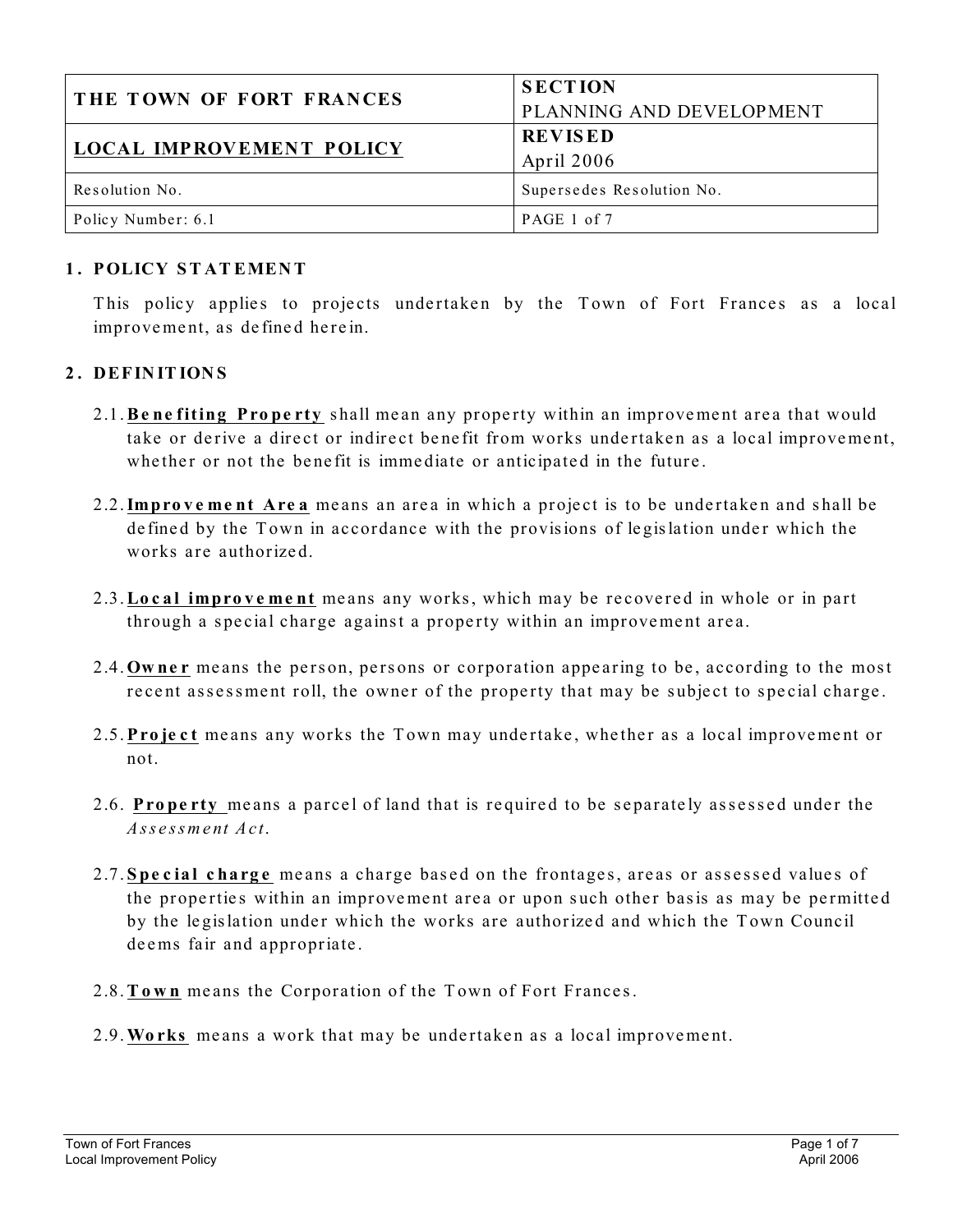| THE TOWN OF FORT FRANCES | SECTION<br>PLANNING AND DEVELOPMENT |
|---|---|
| **LOCAL IMPROVEMENT POLICY** | **REVISED**<br>April 2006 |
| Resolution No. | Supersedes Resolution No. |
| Policy Number: 6.1 | PAGE 1 of 7 |

## 1. POLICY STATEMENT

This policy applies to projects undertaken by the Town of Fort Frances as a local improvement, as defined herein.

## 2. DEFINITIONS

2.1. **Benefiting Property** shall mean any property within an improvement area that would take or derive a direct or indirect benefit from works undertaken as a local improvement, whether or not the benefit is immediate or anticipated in the future.

2.2. **Improvement Area** means an area in which a project is to be undertaken and shall be defined by the Town in accordance with the provisions of legislation under which the works are authorized.

2.3. **Local improvement** means any works, which may be recovered in whole or in part through a special charge against a property within an improvement area.

2.4. **Owner** means the person, persons or corporation appearing to be, according to the most recent assessment roll, the owner of the property that may be subject to special charge.

2.5. **Project** means any works the Town may undertake, whether as a local improvement or not.

2.6. **Property** means a parcel of land that is required to be separately assessed under the *Assessment Act*.

2.7. **Special charge** means a charge based on the frontages, areas or assessed values of the properties within an improvement area or upon such other basis as may be permitted by the legislation under which the works are authorized and which the Town Council deems fair and appropriate.

2.8. **Town** means the Corporation of the Town of Fort Frances.

2.9. **Works** means a work that may be undertaken as a local improvement.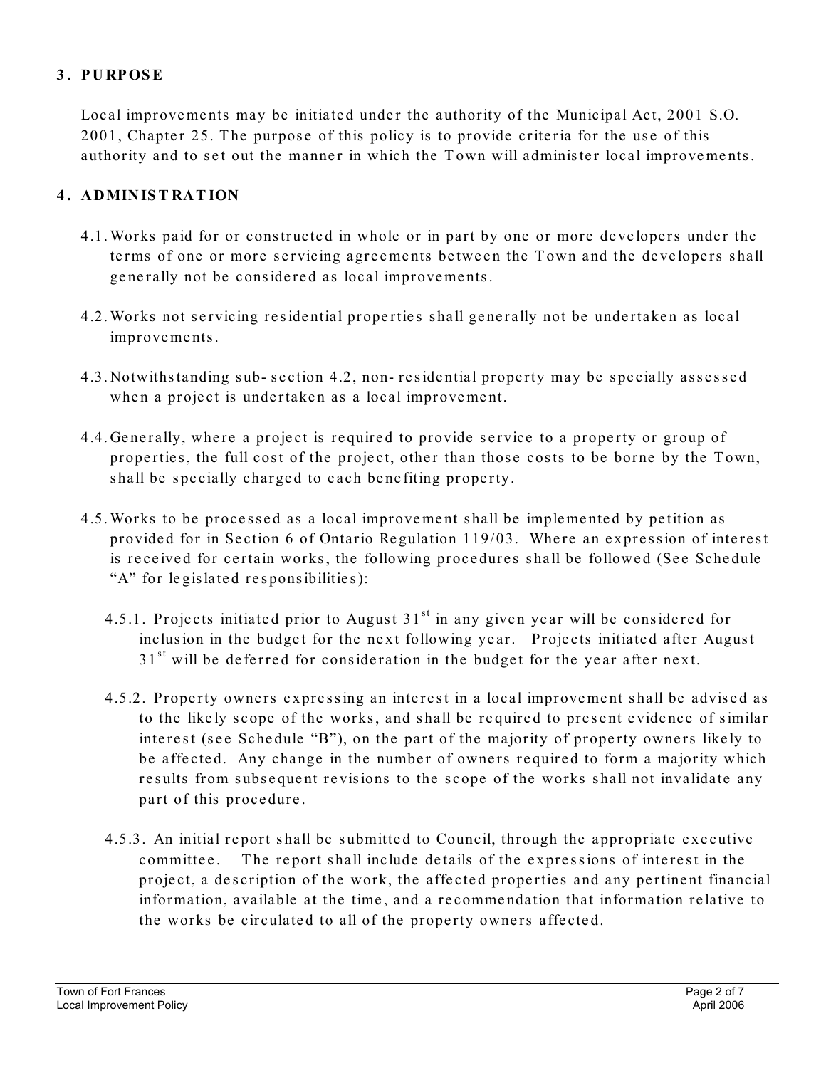## 3. PURPOSE

Local improvements may be initiated under the authority of the Municipal Act, 2001 S.O. 2001, Chapter 25. The purpose of this policy is to provide criteria for the use of this authority and to set out the manner in which the Town will administer local improvements.

## 4. ADMINISTRATION

4.1. Works paid for or constructed in whole or in part by one or more developers under the terms of one or more servicing agreements between the Town and the developers shall generally not be considered as local improvements.

4.2. Works not servicing residential properties shall generally not be undertaken as local improvements.

4.3. Notwithstanding sub-section 4.2, non-residential property may be specially assessed when a project is undertaken as a local improvement.

4.4. Generally, where a project is required to provide service to a property or group of properties, the full cost of the project, other than those costs to be borne by the Town, shall be specially charged to each benefiting property.

4.5. Works to be processed as a local improvement shall be implemented by petition as provided for in Section 6 of Ontario Regulation 119/03. Where an expression of interest is received for certain works, the following procedures shall be followed (See Schedule "A" for legislated responsibilities):

4.5.1. Projects initiated prior to August 31st in any given year will be considered for inclusion in the budget for the next following year. Projects initiated after August 31st will be deferred for consideration in the budget for the year after next.

4.5.2. Property owners expressing an interest in a local improvement shall be advised as to the likely scope of the works, and shall be required to present evidence of similar interest (see Schedule "B"), on the part of the majority of property owners likely to be affected. Any change in the number of owners required to form a majority which results from subsequent revisions to the scope of the works shall not invalidate any part of this procedure.

4.5.3. An initial report shall be submitted to Council, through the appropriate executive committee. The report shall include details of the expressions of interest in the project, a description of the work, the affected properties and any pertinent financial information, available at the time, and a recommendation that information relative to the works be circulated to all of the property owners affected.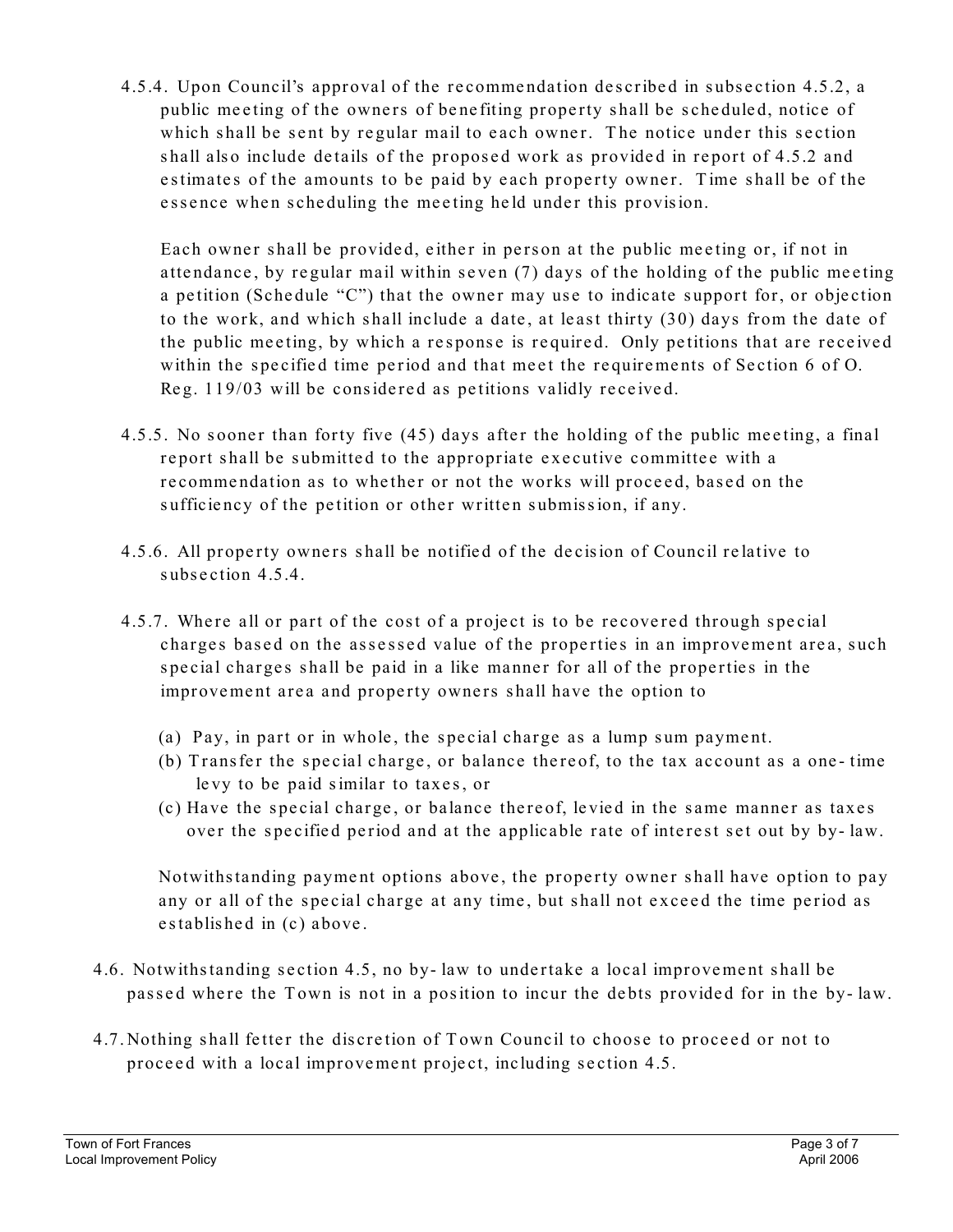4.5.4. Upon Council's approval of the recommendation described in subsection 4.5.2, a public meeting of the owners of benefiting property shall be scheduled, notice of which shall be sent by regular mail to each owner. The notice under this section shall also include details of the proposed work as provided in report of 4.5.2 and estimates of the amounts to be paid by each property owner. Time shall be of the essence when scheduling the meeting held under this provision.

Each owner shall be provided, either in person at the public meeting or, if not in attendance, by regular mail within seven (7) days of the holding of the public meeting a petition (Schedule "C") that the owner may use to indicate support for, or objection to the work, and which shall include a date, at least thirty (30) days from the date of the public meeting, by which a response is required. Only petitions that are received within the specified time period and that meet the requirements of Section 6 of O. Reg. 119/03 will be considered as petitions validly received.

4.5.5. No sooner than forty five (45) days after the holding of the public meeting, a final report shall be submitted to the appropriate executive committee with a recommendation as to whether or not the works will proceed, based on the sufficiency of the petition or other written submission, if any.

4.5.6. All property owners shall be notified of the decision of Council relative to subsection 4.5.4.

4.5.7. Where all or part of the cost of a project is to be recovered through special charges based on the assessed value of the properties in an improvement area, such special charges shall be paid in a like manner for all of the properties in the improvement area and property owners shall have the option to

(a) Pay, in part or in whole, the special charge as a lump sum payment.
(b) Transfer the special charge, or balance thereof, to the tax account as a one-time levy to be paid similar to taxes, or
(c) Have the special charge, or balance thereof, levied in the same manner as taxes over the specified period and at the applicable rate of interest set out by by-law.

Notwithstanding payment options above, the property owner shall have option to pay any or all of the special charge at any time, but shall not exceed the time period as established in (c) above.

4.6. Notwithstanding section 4.5, no by-law to undertake a local improvement shall be passed where the Town is not in a position to incur the debts provided for in the by-law.

4.7. Nothing shall fetter the discretion of Town Council to choose to proceed or not to proceed with a local improvement project, including section 4.5.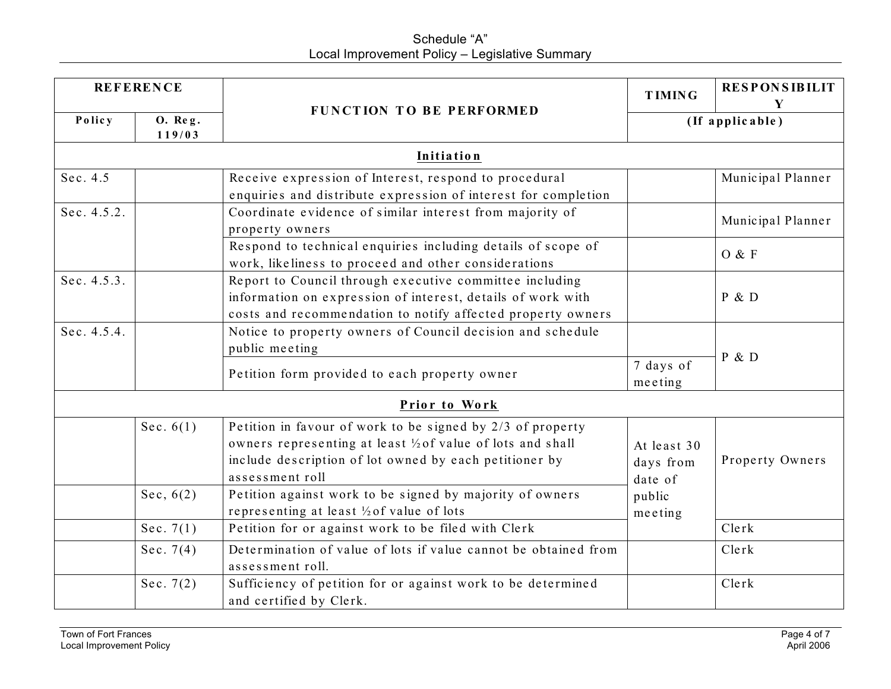Schedule "A"
Local Improvement Policy – Legislative Summary

| REFERENCE | | FUNCTION TO BE PERFORMED | TIMING | RESPONSIBILITY |
|---|---|---|---|---|
| Policy | O. Reg. 119/03 | | (If applicable) | |
| **Initiation** | | | | |
| Sec. 4.5 | | Receive expression of Interest, respond to procedural enquiries and distribute expression of interest for completion | | Municipal Planner |
| Sec. 4.5.2. | | Coordinate evidence of similar interest from majority of property owners | | Municipal Planner |
| | | Respond to technical enquiries including details of scope of work, likeliness to proceed and other considerations | | O & F |
| Sec. 4.5.3. | | Report to Council through executive committee including information on expression of interest, details of work with costs and recommendation to notify affected property owners | | P & D |
| Sec. 4.5.4. | | Notice to property owners of Council decision and schedule public meeting | | P & D |
| | | Petition form provided to each property owner | 7 days of meeting | P & D |
| **Prior to Work** | | | | |
| | Sec. 6(1) | Petition in favour of work to be signed by 2/3 of property owners representing at least ½ of value of lots and shall include description of lot owned by each petitioner by assessment roll | At least 30 days from date of public meeting | Property Owners |
| | Sec, 6(2) | Petition against work to be signed by majority of owners representing at least ½ of value of lots | At least 30 days from date of public meeting | Property Owners |
| | Sec. 7(1) | Petition for or against work to be filed with Clerk | At least 30 days from date of public meeting | Clerk |
| | Sec. 7(4) | Determination of value of lots if value cannot be obtained from assessment roll. | | Clerk |
| | Sec. 7(2) | Sufficiency of petition for or against work to be determined and certified by Clerk. | | Clerk |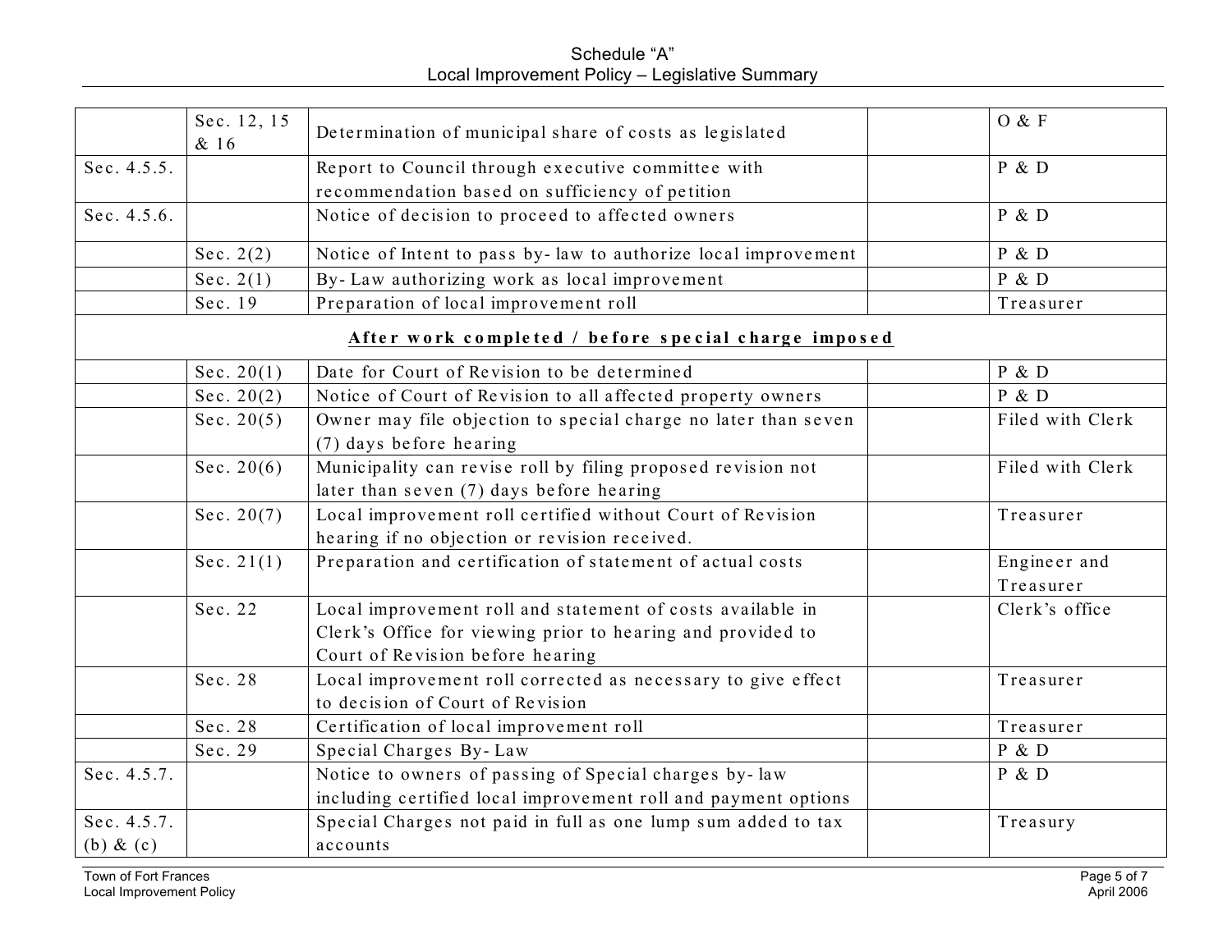| | | | | |
|---|---|---|---|---|
| | Sec. 12, 15 & 16 | Determination of municipal share of costs as legislated | | O & F |
| Sec. 4.5.5. | | Report to Council through executive committee with recommendation based on sufficiency of petition | | P & D |
| Sec. 4.5.6. | | Notice of decision to proceed to affected owners | | P & D |
| | Sec. 2(2) | Notice of Intent to pass by-law to authorize local improvement | | P & D |
| | Sec. 2(1) | By-Law authorizing work as local improvement | | P & D |
| | Sec. 19 | Preparation of local improvement roll | | Treasurer |
| | | **After work completed / before special charge imposed** | | |
| | Sec. 20(1) | Date for Court of Revision to be determined | | P & D |
| | Sec. 20(2) | Notice of Court of Revision to all affected property owners | | P & D |
| | Sec. 20(5) | Owner may file objection to special charge no later than seven (7) days before hearing | | Filed with Clerk |
| | Sec. 20(6) | Municipality can revise roll by filing proposed revision not later than seven (7) days before hearing | | Filed with Clerk |
| | Sec. 20(7) | Local improvement roll certified without Court of Revision hearing if no objection or revision received. | | Treasurer |
| | Sec. 21(1) | Preparation and certification of statement of actual costs | | Engineer and Treasurer |
| | Sec. 22 | Local improvement roll and statement of costs available in Clerk's Office for viewing prior to hearing and provided to Court of Revision before hearing | | Clerk's office |
| | Sec. 28 | Local improvement roll corrected as necessary to give effect to decision of Court of Revision | | Treasurer |
| | Sec. 28 | Certification of local improvement roll | | Treasurer |
| | Sec. 29 | Special Charges By-Law | | P & D |
| Sec. 4.5.7. | | Notice to owners of passing of Special charges by-law including certified local improvement roll and payment options | | P & D |
| Sec. 4.5.7. (b) & (c) | | Special Charges not paid in full as one lump sum added to tax accounts | | Treasury |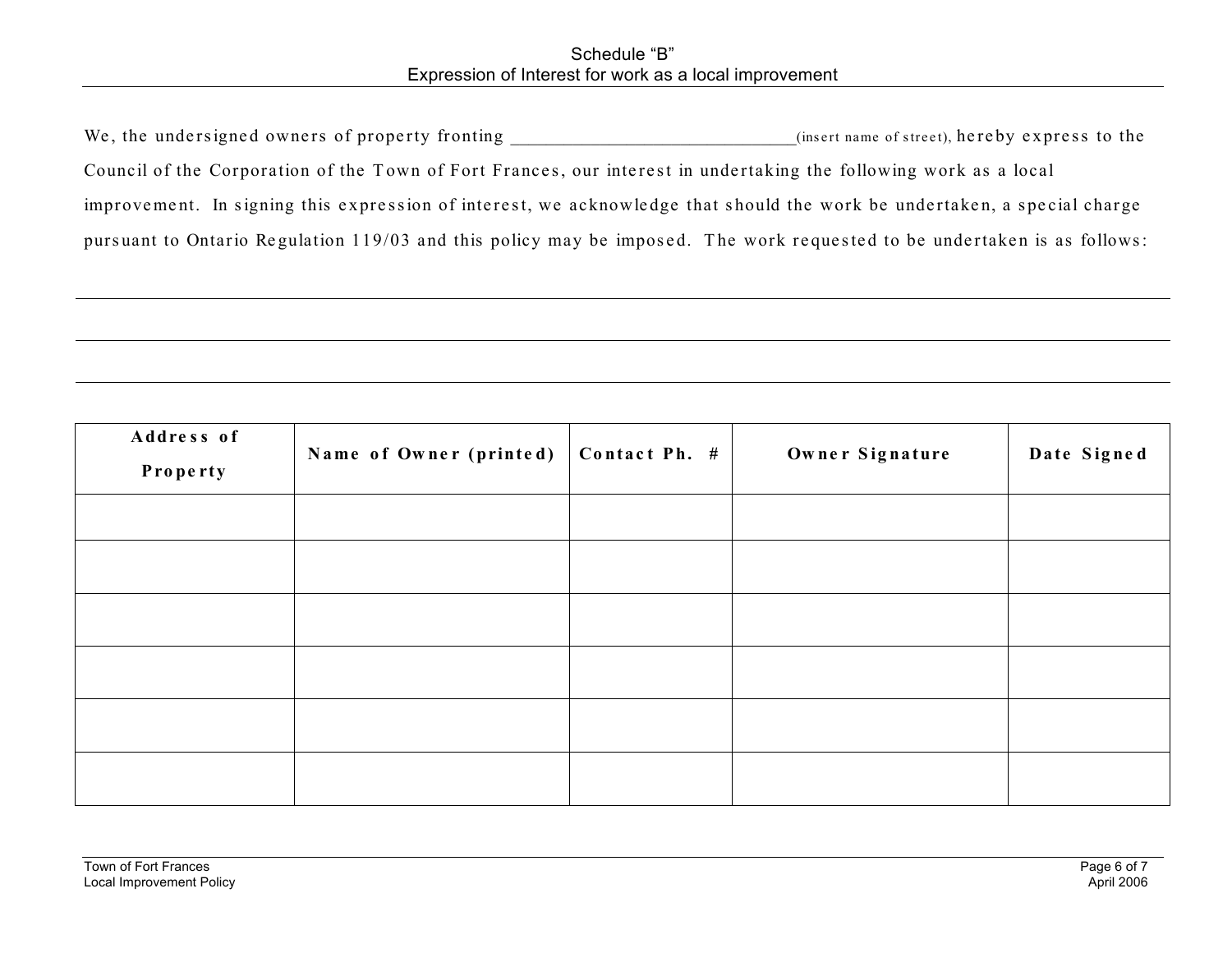# Schedule "B"
## Expression of Interest for work as a local improvement

We, the undersigned owners of property fronting ______________________________(insert name of street), hereby express to the Council of the Corporation of the Town of Fort Frances, our interest in undertaking the following work as a local improvement. In signing this expression of interest, we acknowledge that should the work be undertaken, a special charge pursuant to Ontario Regulation 119/03 and this policy may be imposed. The work requested to be undertaken is as follows:

______________________________________________________________________________

______________________________________________________________________________

______________________________________________________________________________

| Address of Property | Name of Owner (printed) | Contact Ph. # | Owner Signature | Date Signed |
|---|---|---|---|---|
| | | | | |
| | | | | |
| | | | | |
| | | | | |
| | | | | |
| | | | | |

Town of Fort Frances
Local Improvement Policy

April 2006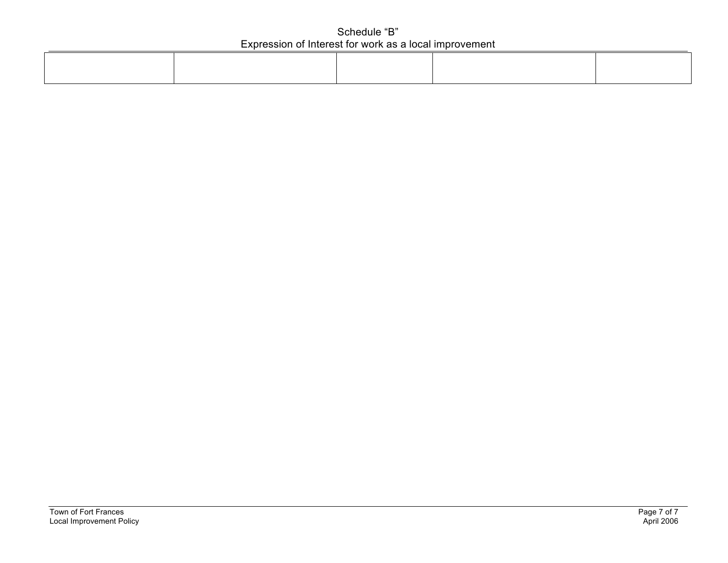Schedule "B"
Expression of Interest for work as a local improvement

| | | | | |
|---|---|---|---|---|
| | | | | |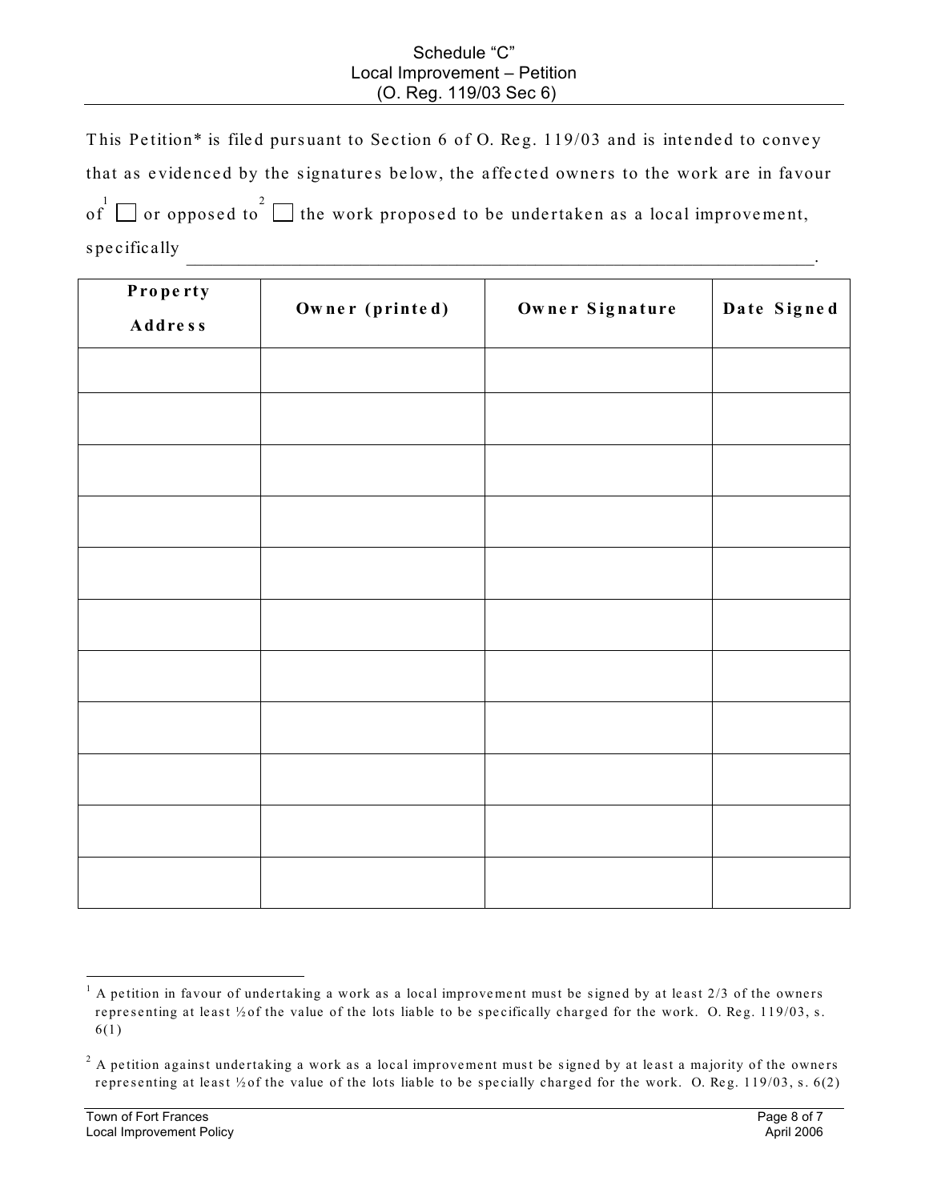# Schedule "C"
## Local Improvement – Petition
### (O. Reg. 119/03 Sec 6)

This Petition* is filed pursuant to Section 6 of O. Reg. 119/03 and is intended to convey that as evidenced by the signatures below, the affected owners to the work are in favour of[1] ☐ or opposed to[2] ☐ the work proposed to be undertaken as a local improvement, specifically \_\_\_\_\_\_\_\_\_\_\_\_\_\_\_\_\_\_\_\_\_\_\_\_\_\_\_\_\_\_\_\_\_\_\_\_\_\_\_\_\_\_\_\_\_\_\_\_\_\_\_\_\_\_\_\_\_\_\_\_\_\_\_\_\_\_.

| Property Address | Owner (printed) | Owner Signature | Date Signed |
|---|---|---|---|
| | | | |
| | | | |
| | | | |
| | | | |
| | | | |
| | | | |
| | | | |
| | | | |
| | | | |
| | | | |
| | | | |

[1] A petition in favour of undertaking a work as a local improvement must be signed by at least 2/3 of the owners representing at least ½ of the value of the lots liable to be specifically charged for the work. O. Reg. 119/03, s. 6(1)

[2] A petition against undertaking a work as a local improvement must be signed by at least a majority of the owners representing at least ½ of the value of the lots liable to be specially charged for the work. O. Reg. 119/03, s. 6(2)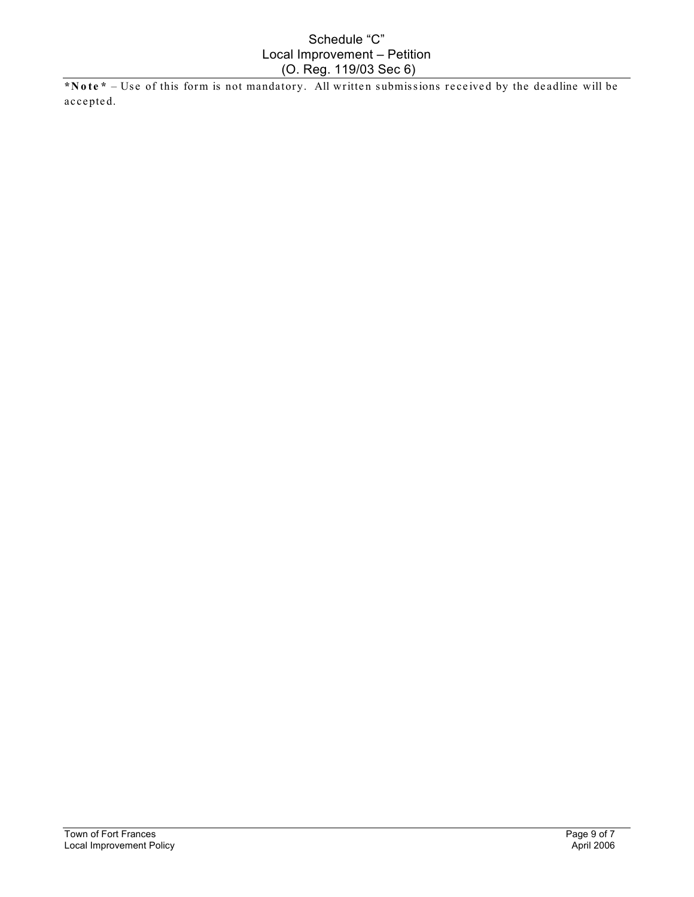# Schedule "C"
## Local Improvement – Petition
### (O. Reg. 119/03 Sec 6)

**\*Note\*** – Use of this form is not mandatory. All written submissions received by the deadline will be accepted.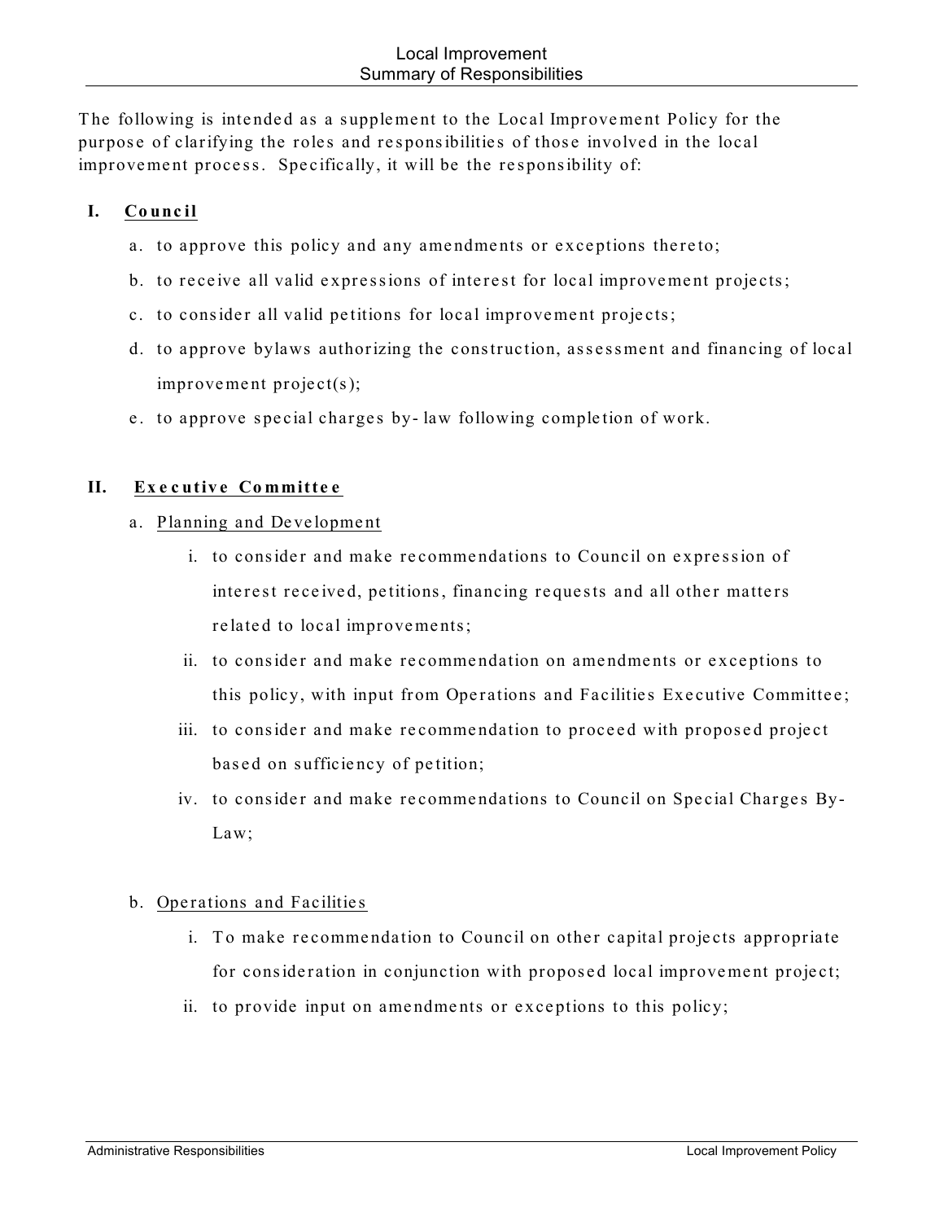# Local Improvement
## Summary of Responsibilities

The following is intended as a supplement to the Local Improvement Policy for the purpose of clarifying the roles and responsibilities of those involved in the local improvement process. Specifically, it will be the responsibility of:

**I. Council**

a. to approve this policy and any amendments or exceptions thereto;

b. to receive all valid expressions of interest for local improvement projects;

c. to consider all valid petitions for local improvement projects;

d. to approve bylaws authorizing the construction, assessment and financing of local improvement project(s);

e. to approve special charges by-law following completion of work.

**II. Executive Committee**

a. Planning and Development

   i. to consider and make recommendations to Council on expression of interest received, petitions, financing requests and all other matters related to local improvements;

   ii. to consider and make recommendation on amendments or exceptions to this policy, with input from Operations and Facilities Executive Committee;

   iii. to consider and make recommendation to proceed with proposed project based on sufficiency of petition;

   iv. to consider and make recommendations to Council on Special Charges By-Law;

b. Operations and Facilities

   i. To make recommendation to Council on other capital projects appropriate for consideration in conjunction with proposed local improvement project;

   ii. to provide input on amendments or exceptions to this policy;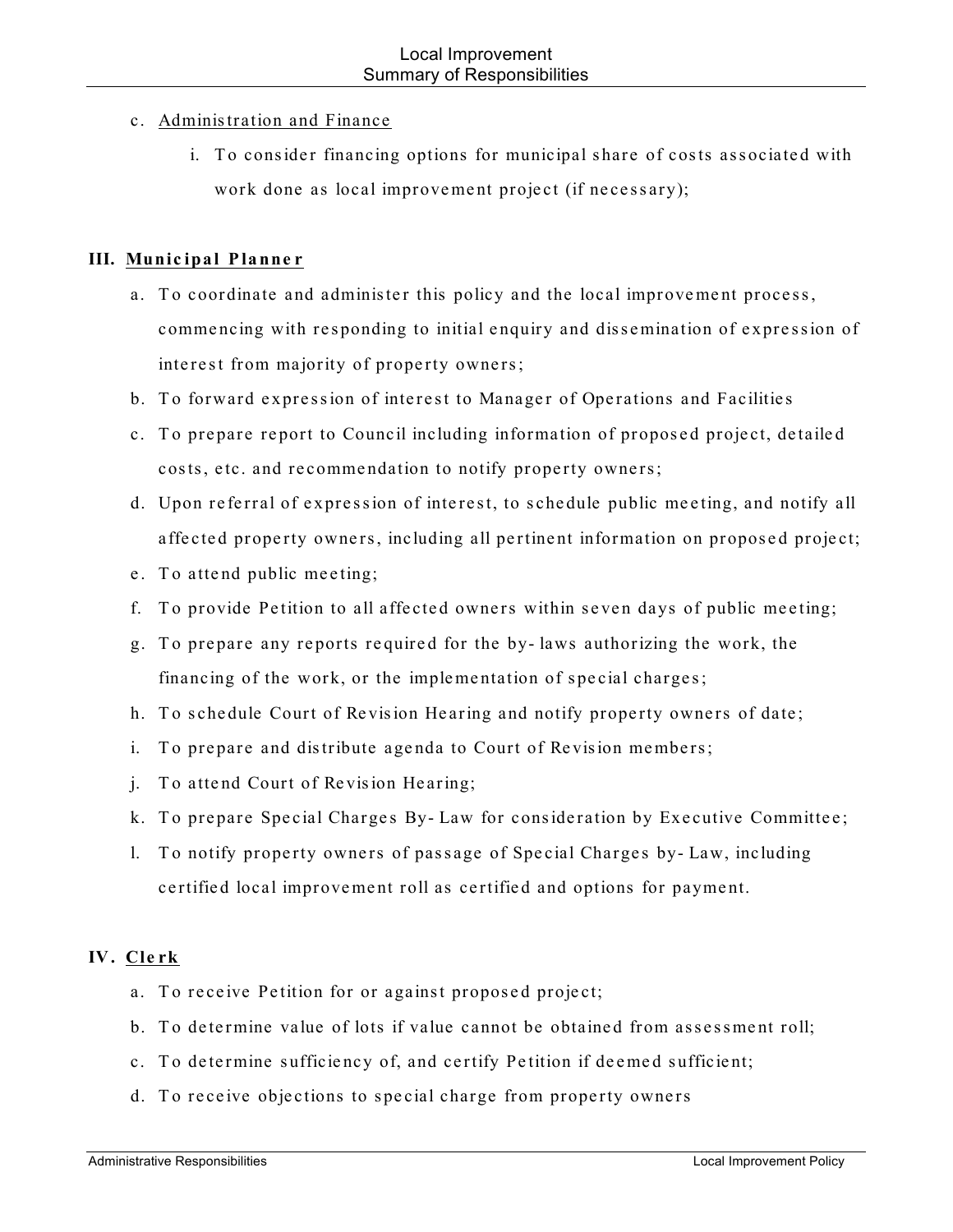c. Administration and Finance

   i. To consider financing options for municipal share of costs associated with work done as local improvement project (if necessary);

## III. Municipal Planner

a. To coordinate and administer this policy and the local improvement process, commencing with responding to initial enquiry and dissemination of expression of interest from majority of property owners;

b. To forward expression of interest to Manager of Operations and Facilities

c. To prepare report to Council including information of proposed project, detailed costs, etc. and recommendation to notify property owners;

d. Upon referral of expression of interest, to schedule public meeting, and notify all affected property owners, including all pertinent information on proposed project;

e. To attend public meeting;

f. To provide Petition to all affected owners within seven days of public meeting;

g. To prepare any reports required for the by-laws authorizing the work, the financing of the work, or the implementation of special charges;

h. To schedule Court of Revision Hearing and notify property owners of date;

i. To prepare and distribute agenda to Court of Revision members;

j. To attend Court of Revision Hearing;

k. To prepare Special Charges By-Law for consideration by Executive Committee;

l. To notify property owners of passage of Special Charges by-Law, including certified local improvement roll as certified and options for payment.

## IV. Clerk

a. To receive Petition for or against proposed project;

b. To determine value of lots if value cannot be obtained from assessment roll;

c. To determine sufficiency of, and certify Petition if deemed sufficient;

d. To receive objections to special charge from property owners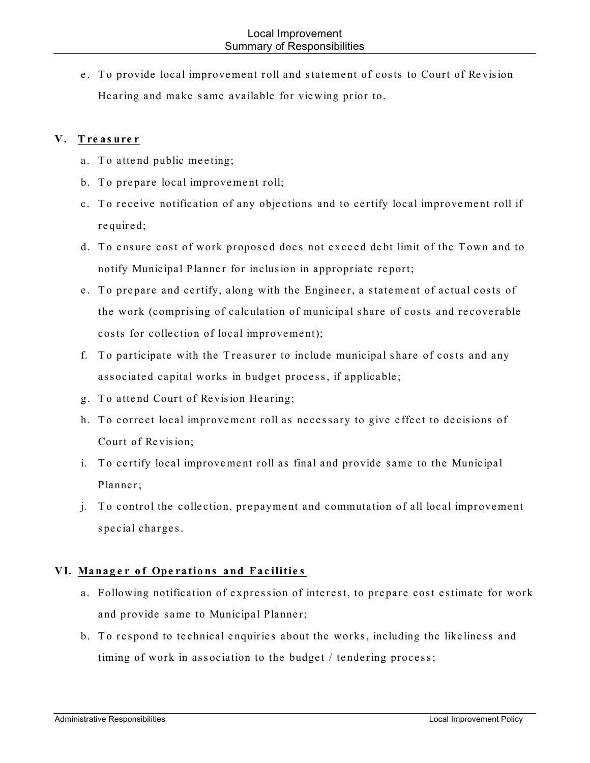e. To provide local improvement roll and statement of costs to Court of Revision Hearing and make same available for viewing prior to.

## V. Treasurer

a. To attend public meeting;
b. To prepare local improvement roll;
c. To receive notification of any objections and to certify local improvement roll if required;
d. To ensure cost of work proposed does not exceed debt limit of the Town and to notify Municipal Planner for inclusion in appropriate report;
e. To prepare and certify, along with the Engineer, a statement of actual costs of the work (comprising of calculation of municipal share of costs and recoverable costs for collection of local improvement);
f. To participate with the Treasurer to include municipal share of costs and any associated capital works in budget process, if applicable;
g. To attend Court of Revision Hearing;
h. To correct local improvement roll as necessary to give effect to decisions of Court of Revision;
i. To certify local improvement roll as final and provide same to the Municipal Planner;
j. To control the collection, prepayment and commutation of all local improvement special charges.

## VI. Manager of Operations and Facilities

a. Following notification of expression of interest, to prepare cost estimate for work and provide same to Municipal Planner;
b. To respond to technical enquiries about the works, including the likeliness and timing of work in association to the budget / tendering process;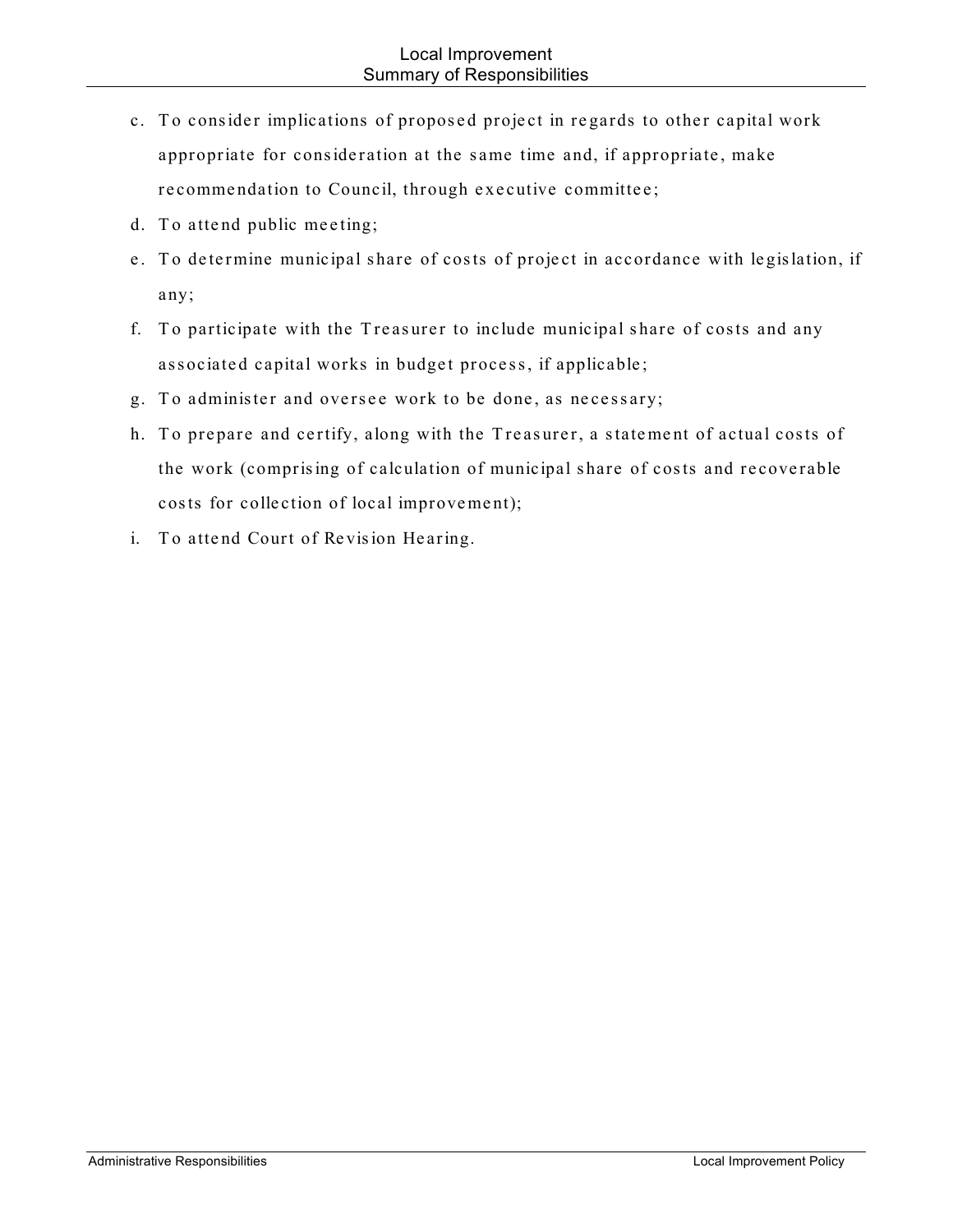c. To consider implications of proposed project in regards to other capital work appropriate for consideration at the same time and, if appropriate, make recommendation to Council, through executive committee;

d. To attend public meeting;

e. To determine municipal share of costs of project in accordance with legislation, if any;

f. To participate with the Treasurer to include municipal share of costs and any associated capital works in budget process, if applicable;

g. To administer and oversee work to be done, as necessary;

h. To prepare and certify, along with the Treasurer, a statement of actual costs of the work (comprising of calculation of municipal share of costs and recoverable costs for collection of local improvement);

i. To attend Court of Revision Hearing.